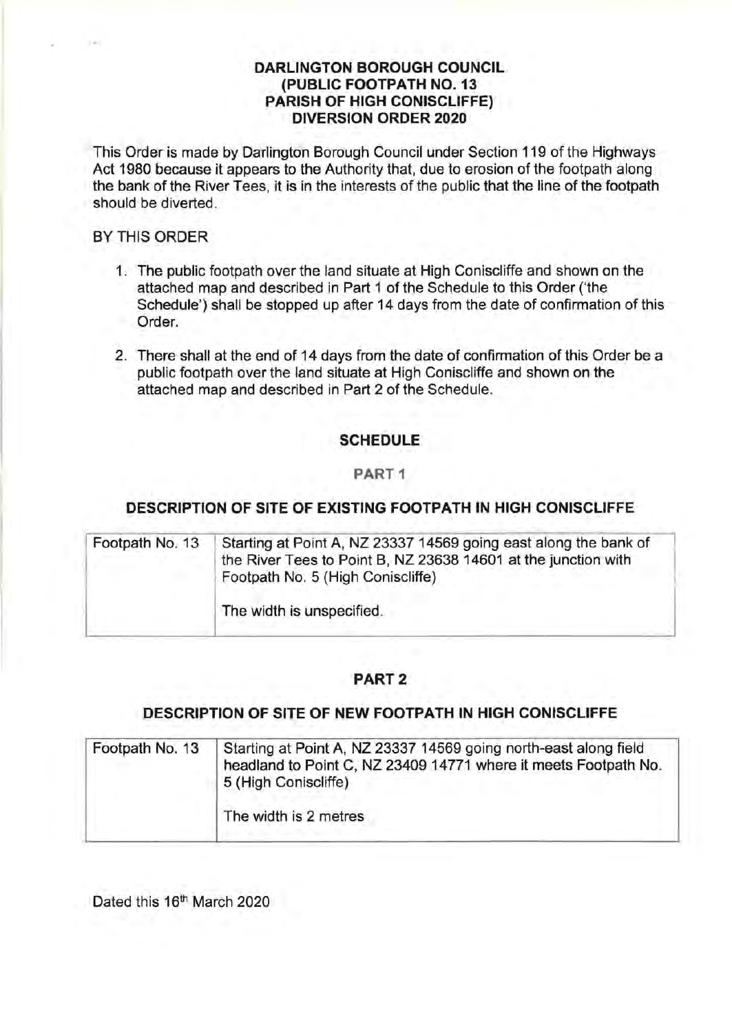**DARLINGTON BOROUGH COUNCIL**
**(PUBLIC FOOTPATH NO. 13**
**PARISH OF HIGH CONISCLIFFE)**
**DIVERSION ORDER 2020**

This Order is made by Darlington Borough Council under Section 119 of the Highways Act 1980 because it appears to the Authority that, due to erosion of the footpath along the bank of the River Tees, it is in the interests of the public that the line of the footpath should be diverted.

BY THIS ORDER

1. The public footpath over the land situate at High Coniscliffe and shown on the attached map and described in Part 1 of the Schedule to this Order ('the Schedule') shall be stopped up after 14 days from the date of confirmation of this Order.

2. There shall at the end of 14 days from the date of confirmation of this Order be a public footpath over the land situate at High Coniscliffe and shown on the attached map and described in Part 2 of the Schedule.

## SCHEDULE

### PART 1

### DESCRIPTION OF SITE OF EXISTING FOOTPATH IN HIGH CONISCLIFFE

| Footpath No. 13 | Starting at Point A, NZ 23337 14569 going east along the bank of the River Tees to Point B, NZ 23638 14601 at the junction with Footpath No. 5 (High Coniscliffe)<br><br>The width is unspecified. |
|---|---|

### PART 2

### DESCRIPTION OF SITE OF NEW FOOTPATH IN HIGH CONISCLIFFE

| Footpath No. 13 | Starting at Point A, NZ 23337 14569 going north-east along field headland to Point C, NZ 23409 14771 where it meets Footpath No. 5 (High Coniscliffe)<br><br>The width is 2 metres |
|---|---|

Dated this 16th March 2020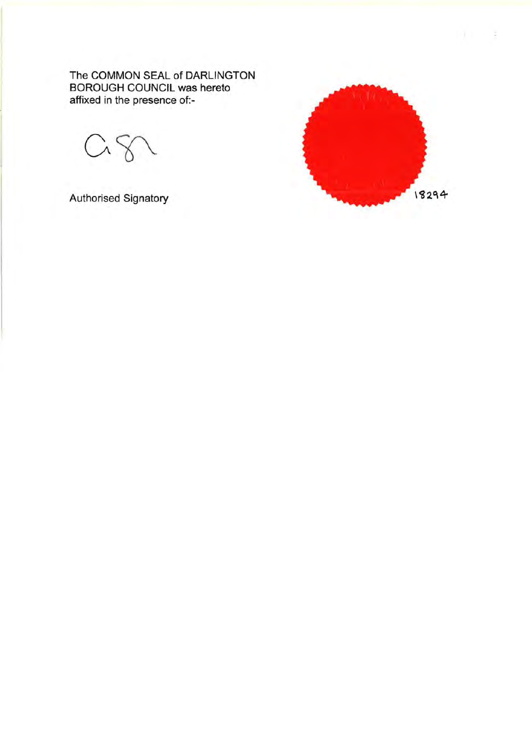The COMMON SEAL of DARLINGTON BOROUGH COUNCIL was hereto affixed in the presence of:-

Authorised Signatory

18294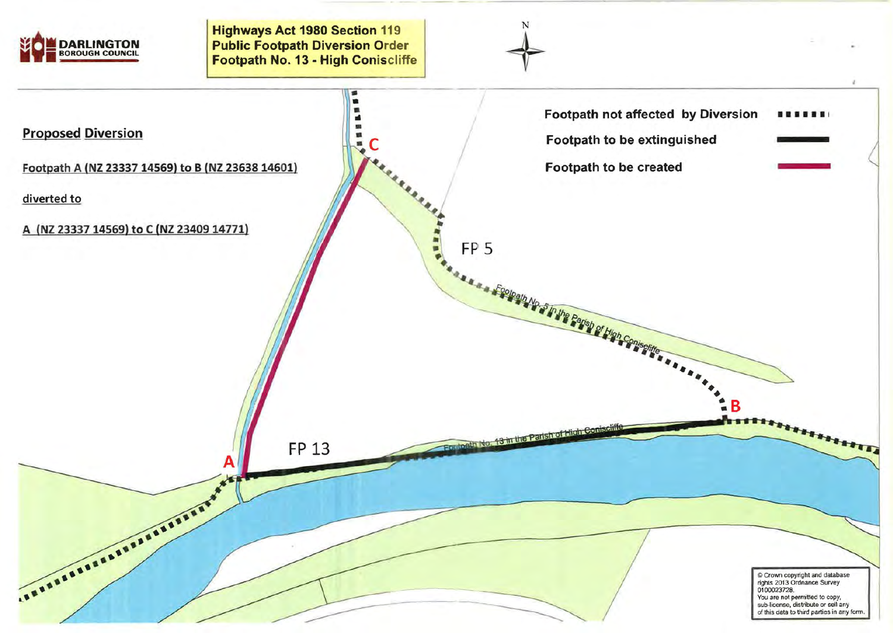DARLINGTON BOROUGH COUNCIL

**Highways Act 1980 Section 119**
**Public Footpath Diversion Order**
**Footpath No. 13 - High Coniscliffe**

N

**Proposed Diversion**

Footpath A (NZ 23337 14569) to B (NZ 23638 14601)

diverted to

A (NZ 23337 14569) to C (NZ 23409 14771)

**Footpath not affected by Diversion**

**Footpath to be extinguished**

**Footpath to be created**

C

FP 5

Footpath No. 5 in the Parish of High Coniscliffe

B

A

FP 13

Footpath No. 13 in the Parish of High Coniscliffe

© Crown copyright and database rights 2013 Ordnance Survey 0100023728.
You are not permitted to copy, sub-license, distribute or sell any of this data to third parties in any form.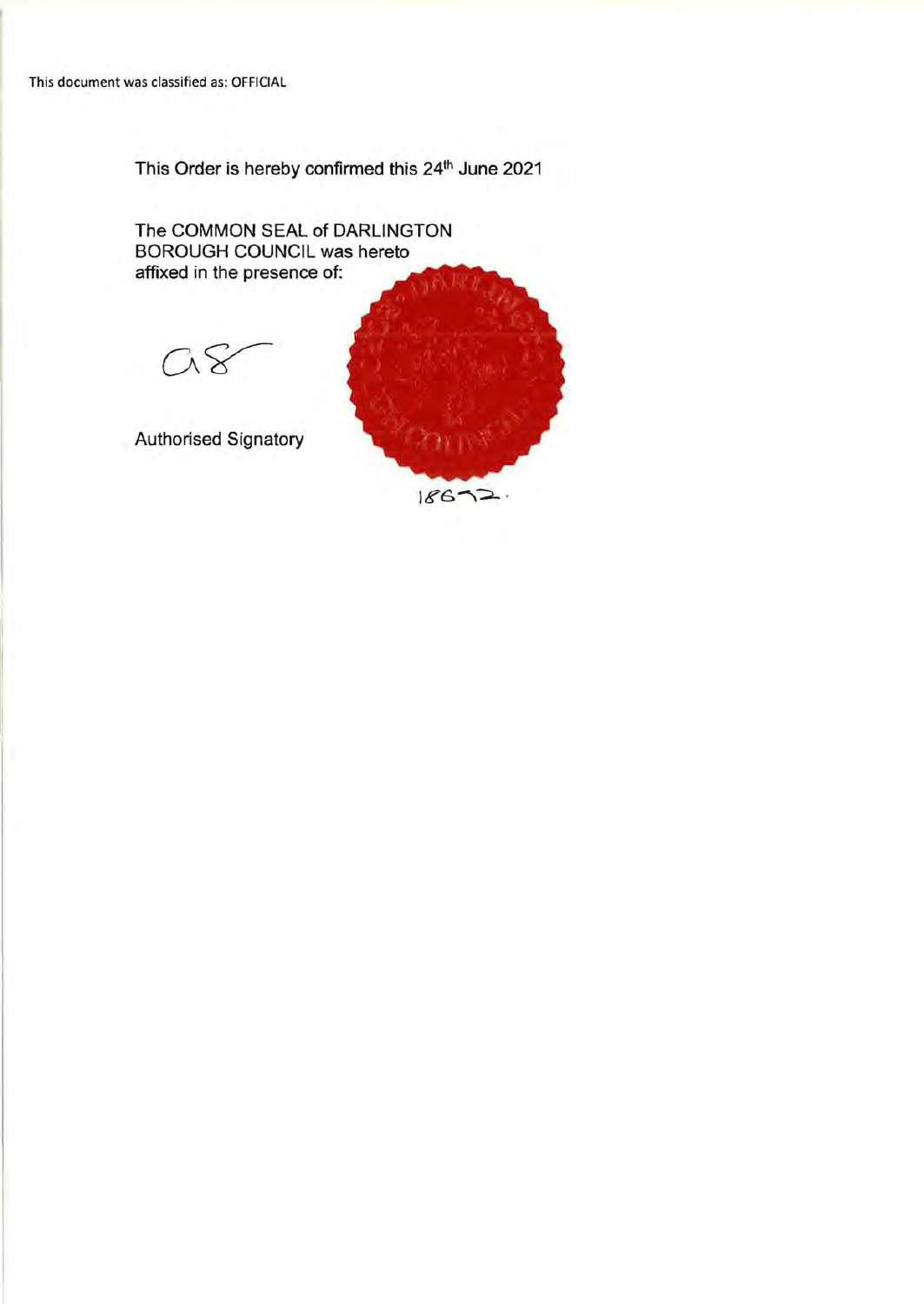This document was classified as: OFFICIAL

This Order is hereby confirmed this 24th June 2021

The COMMON SEAL of DARLINGTON BOROUGH COUNCIL was hereto affixed in the presence of:

Authorised Signatory

18672.